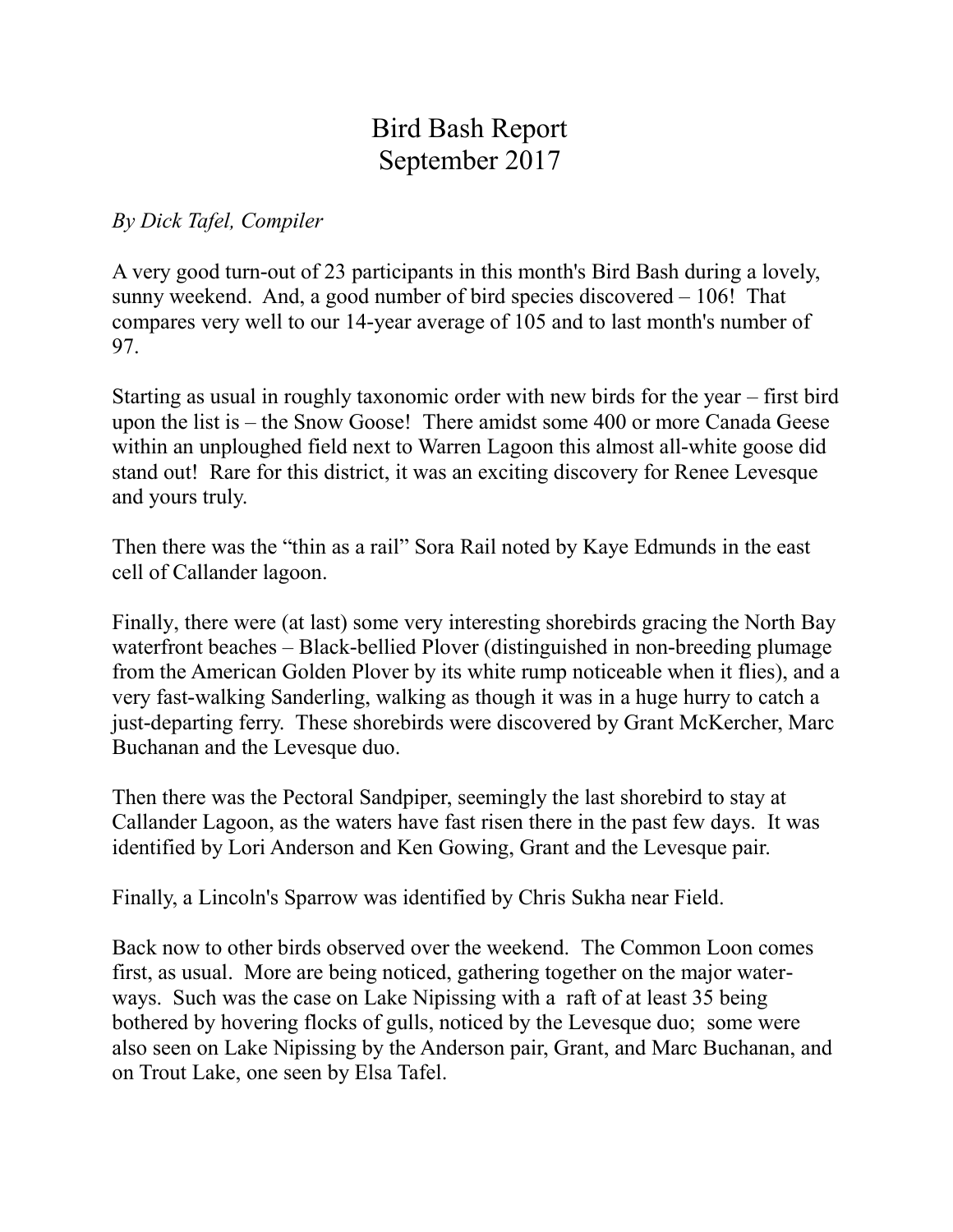# Bird Bash Report
# September 2017

*By Dick Tafel, Compiler*

A very good turn-out of 23 participants in this month's Bird Bash during a lovely, sunny weekend. And, a good number of bird species discovered – 106! That compares very well to our 14-year average of 105 and to last month's number of 97.

Starting as usual in roughly taxonomic order with new birds for the year – first bird upon the list is – the Snow Goose! There amidst some 400 or more Canada Geese within an unploughed field next to Warren Lagoon this almost all-white goose did stand out! Rare for this district, it was an exciting discovery for Renee Levesque and yours truly.

Then there was the "thin as a rail" Sora Rail noted by Kaye Edmunds in the east cell of Callander lagoon.

Finally, there were (at last) some very interesting shorebirds gracing the North Bay waterfront beaches – Black-bellied Plover (distinguished in non-breeding plumage from the American Golden Plover by its white rump noticeable when it flies), and a very fast-walking Sanderling, walking as though it was in a huge hurry to catch a just-departing ferry. These shorebirds were discovered by Grant McKercher, Marc Buchanan and the Levesque duo.

Then there was the Pectoral Sandpiper, seemingly the last shorebird to stay at Callander Lagoon, as the waters have fast risen there in the past few days. It was identified by Lori Anderson and Ken Gowing, Grant and the Levesque pair.

Finally, a Lincoln's Sparrow was identified by Chris Sukha near Field.

Back now to other birds observed over the weekend. The Common Loon comes first, as usual. More are being noticed, gathering together on the major water-ways. Such was the case on Lake Nipissing with a raft of at least 35 being bothered by hovering flocks of gulls, noticed by the Levesque duo; some were also seen on Lake Nipissing by the Anderson pair, Grant, and Marc Buchanan, and on Trout Lake, one seen by Elsa Tafel.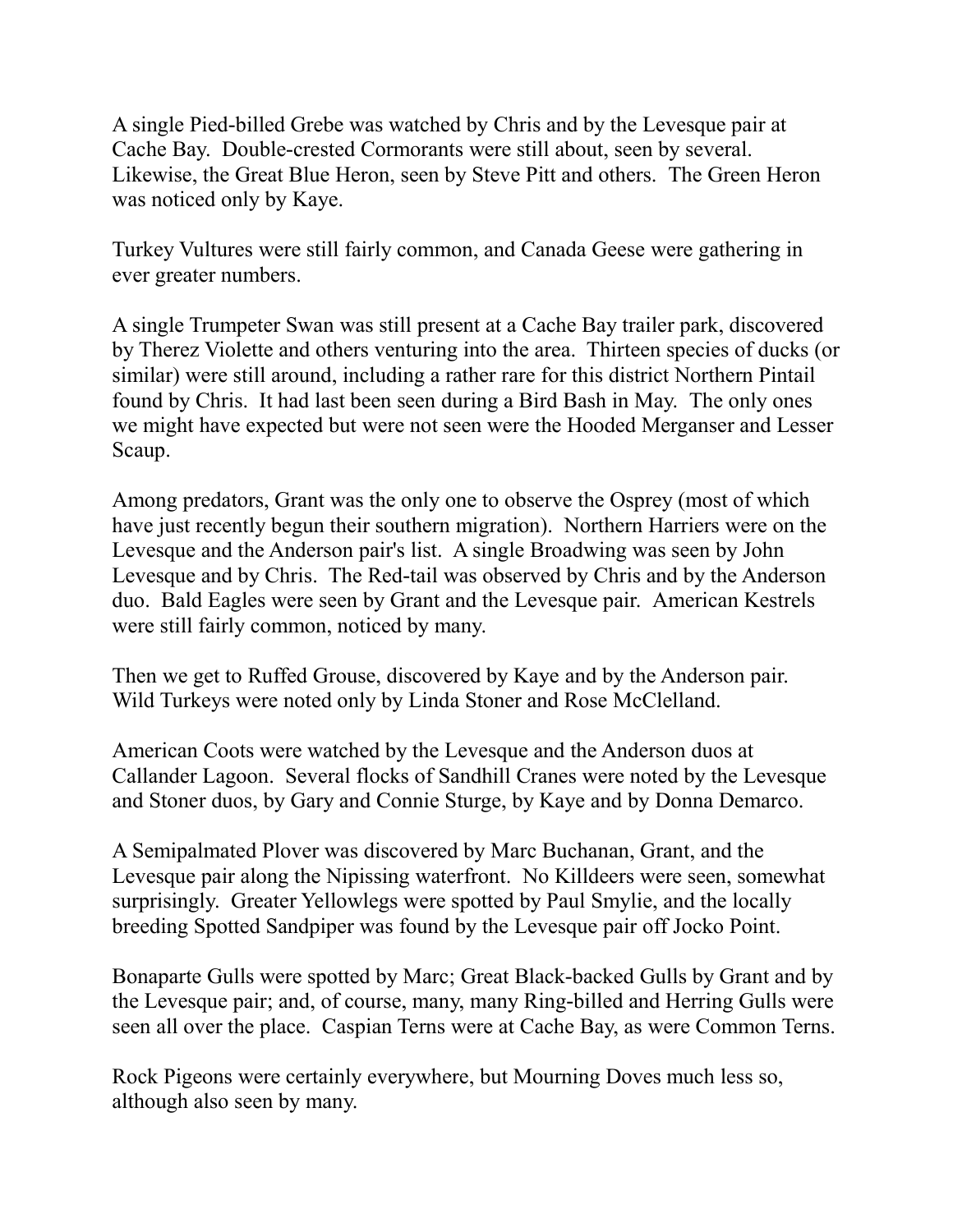A single Pied-billed Grebe was watched by Chris and by the Levesque pair at Cache Bay. Double-crested Cormorants were still about, seen by several. Likewise, the Great Blue Heron, seen by Steve Pitt and others. The Green Heron was noticed only by Kaye.

Turkey Vultures were still fairly common, and Canada Geese were gathering in ever greater numbers.

A single Trumpeter Swan was still present at a Cache Bay trailer park, discovered by Therez Violette and others venturing into the area. Thirteen species of ducks (or similar) were still around, including a rather rare for this district Northern Pintail found by Chris. It had last been seen during a Bird Bash in May. The only ones we might have expected but were not seen were the Hooded Merganser and Lesser Scaup.

Among predators, Grant was the only one to observe the Osprey (most of which have just recently begun their southern migration). Northern Harriers were on the Levesque and the Anderson pair's list. A single Broadwing was seen by John Levesque and by Chris. The Red-tail was observed by Chris and by the Anderson duo. Bald Eagles were seen by Grant and the Levesque pair. American Kestrels were still fairly common, noticed by many.

Then we get to Ruffed Grouse, discovered by Kaye and by the Anderson pair. Wild Turkeys were noted only by Linda Stoner and Rose McClelland.

American Coots were watched by the Levesque and the Anderson duos at Callander Lagoon. Several flocks of Sandhill Cranes were noted by the Levesque and Stoner duos, by Gary and Connie Sturge, by Kaye and by Donna Demarco.

A Semipalmated Plover was discovered by Marc Buchanan, Grant, and the Levesque pair along the Nipissing waterfront. No Killdeers were seen, somewhat surprisingly. Greater Yellowlegs were spotted by Paul Smylie, and the locally breeding Spotted Sandpiper was found by the Levesque pair off Jocko Point.

Bonaparte Gulls were spotted by Marc; Great Black-backed Gulls by Grant and by the Levesque pair; and, of course, many, many Ring-billed and Herring Gulls were seen all over the place. Caspian Terns were at Cache Bay, as were Common Terns.

Rock Pigeons were certainly everywhere, but Mourning Doves much less so, although also seen by many.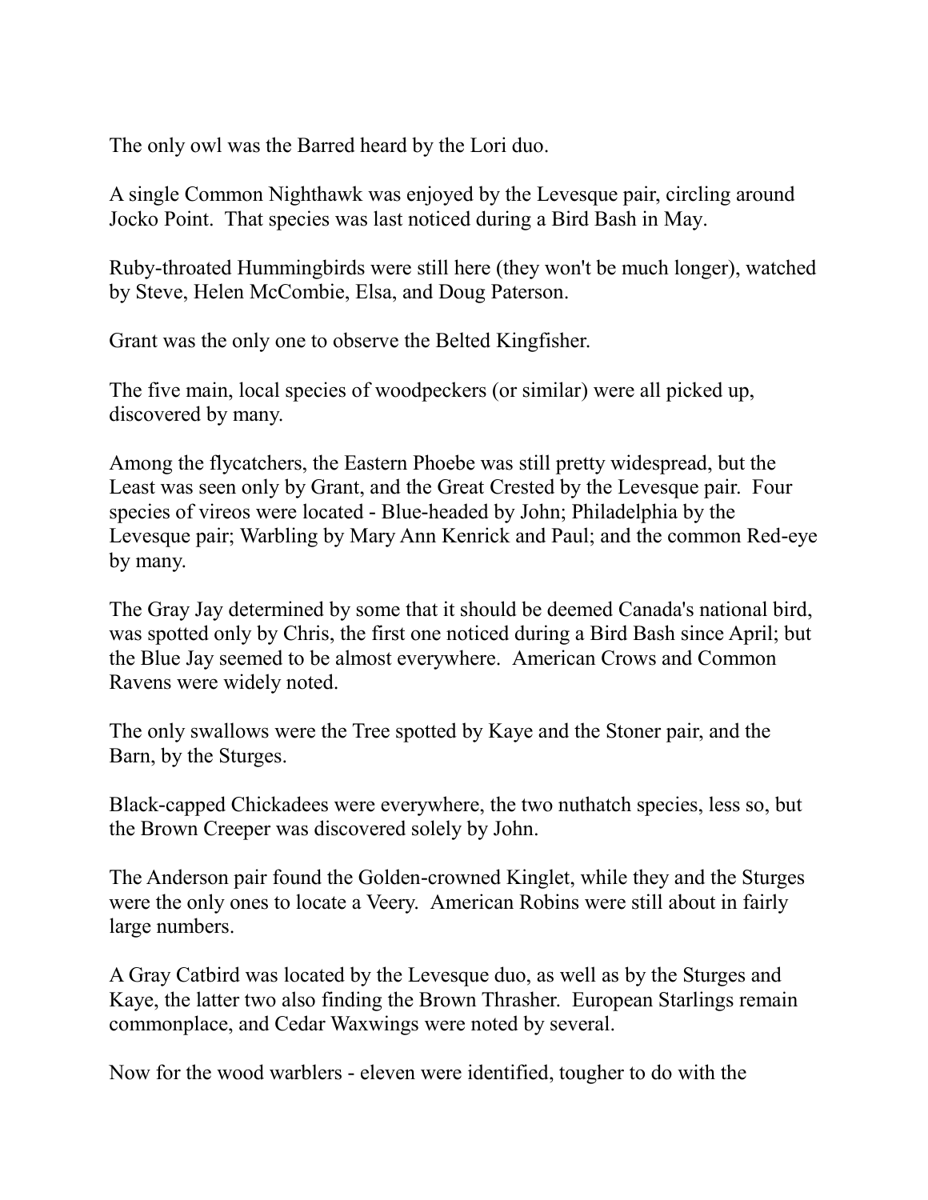The only owl was the Barred heard by the Lori duo.

A single Common Nighthawk was enjoyed by the Levesque pair, circling around Jocko Point.  That species was last noticed during a Bird Bash in May.

Ruby-throated Hummingbirds were still here (they won't be much longer), watched by Steve, Helen McCombie, Elsa, and Doug Paterson.

Grant was the only one to observe the Belted Kingfisher.

The five main, local species of woodpeckers (or similar) were all picked up, discovered by many.

Among the flycatchers, the Eastern Phoebe was still pretty widespread, but the Least was seen only by Grant, and the Great Crested by the Levesque pair.  Four species of vireos were located - Blue-headed by John; Philadelphia by the Levesque pair; Warbling by Mary Ann Kenrick and Paul; and the common Red-eye by many.

The Gray Jay determined by some that it should be deemed Canada's national bird, was spotted only by Chris, the first one noticed during a Bird Bash since April; but the Blue Jay seemed to be almost everywhere.  American Crows and Common Ravens were widely noted.

The only swallows were the Tree spotted by Kaye and the Stoner pair, and the Barn, by the Sturges.

Black-capped Chickadees were everywhere, the two nuthatch species, less so, but the Brown Creeper was discovered solely by John.

The Anderson pair found the Golden-crowned Kinglet, while they and the Sturges were the only ones to locate a Veery.  American Robins were still about in fairly large numbers.

A Gray Catbird was located by the Levesque duo, as well as by the Sturges and Kaye, the latter two also finding the Brown Thrasher.  European Starlings remain commonplace, and Cedar Waxwings were noted by several.

Now for the wood warblers - eleven were identified, tougher to do with the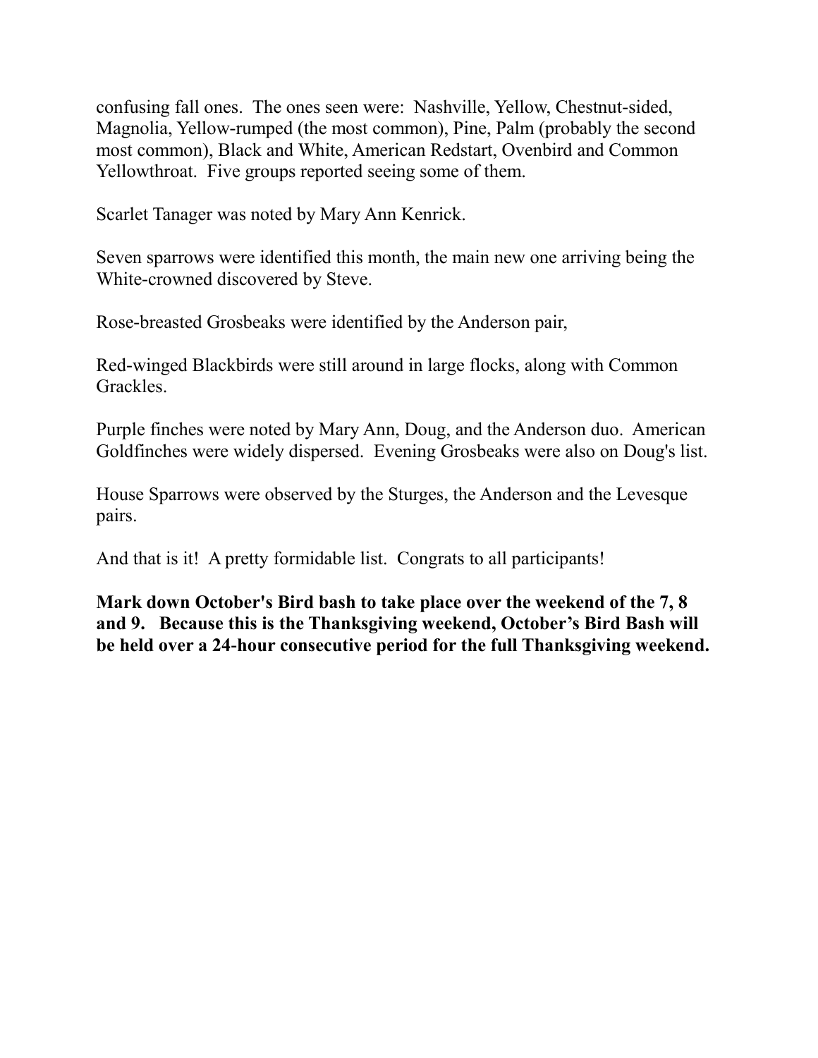confusing fall ones. The ones seen were: Nashville, Yellow, Chestnut-sided, Magnolia, Yellow-rumped (the most common), Pine, Palm (probably the second most common), Black and White, American Redstart, Ovenbird and Common Yellowthroat. Five groups reported seeing some of them.

Scarlet Tanager was noted by Mary Ann Kenrick.

Seven sparrows were identified this month, the main new one arriving being the White-crowned discovered by Steve.

Rose-breasted Grosbeaks were identified by the Anderson pair,

Red-winged Blackbirds were still around in large flocks, along with Common Grackles.

Purple finches were noted by Mary Ann, Doug, and the Anderson duo. American Goldfinches were widely dispersed. Evening Grosbeaks were also on Doug's list.

House Sparrows were observed by the Sturges, the Anderson and the Levesque pairs.

And that is it! A pretty formidable list. Congrats to all participants!

**Mark down October's Bird bash to take place over the weekend of the 7, 8 and 9. Because this is the Thanksgiving weekend, October's Bird Bash will be held over a 24-hour consecutive period for the full Thanksgiving weekend.**